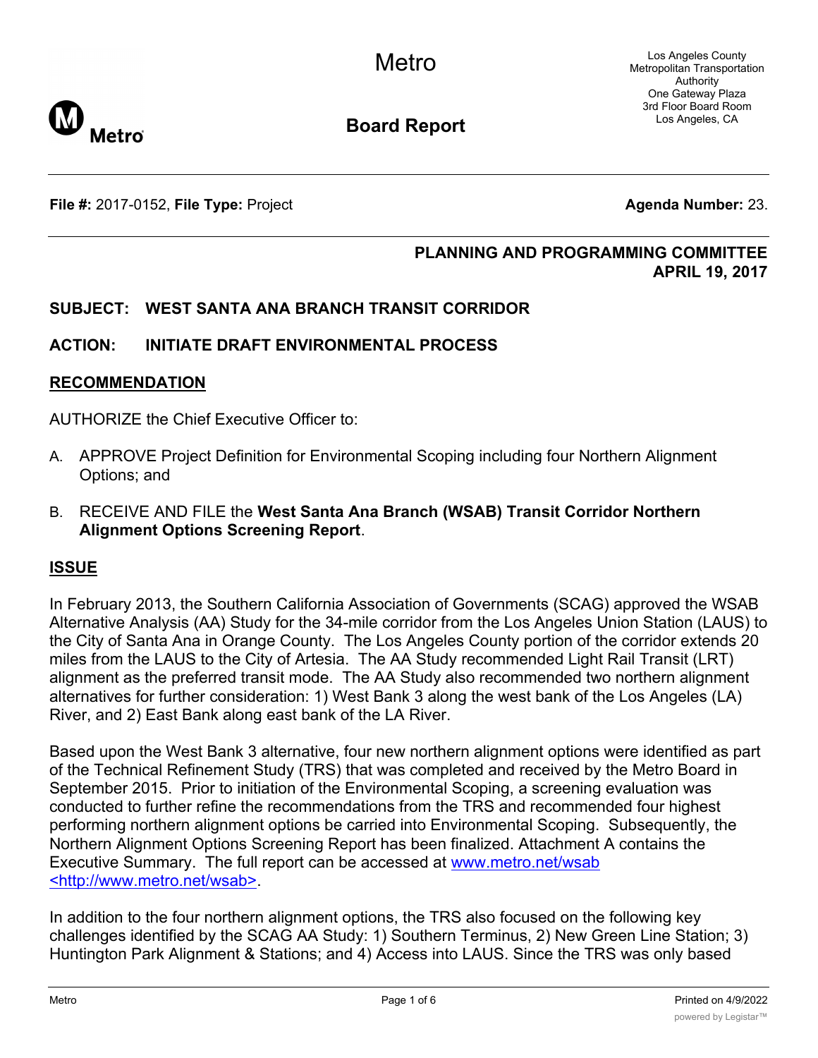Metro

Los Angeles County Metropolitan Transportation Authority
One Gateway Plaza
3rd Floor Board Room
Los Angeles, CA

**Board Report**

**File #:** 2017-0152, **File Type:** Project

**Agenda Number:** 23.

**PLANNING AND PROGRAMMING COMMITTEE**
**APRIL 19, 2017**

## SUBJECT: WEST SANTA ANA BRANCH TRANSIT CORRIDOR

## ACTION: INITIATE DRAFT ENVIRONMENTAL PROCESS

## RECOMMENDATION

AUTHORIZE the Chief Executive Officer to:

A. APPROVE Project Definition for Environmental Scoping including four Northern Alignment Options; and

B. RECEIVE AND FILE the **West Santa Ana Branch (WSAB) Transit Corridor Northern Alignment Options Screening Report**.

## ISSUE

In February 2013, the Southern California Association of Governments (SCAG) approved the WSAB Alternative Analysis (AA) Study for the 34-mile corridor from the Los Angeles Union Station (LAUS) to the City of Santa Ana in Orange County. The Los Angeles County portion of the corridor extends 20 miles from the LAUS to the City of Artesia. The AA Study recommended Light Rail Transit (LRT) alignment as the preferred transit mode. The AA Study also recommended two northern alignment alternatives for further consideration: 1) West Bank 3 along the west bank of the Los Angeles (LA) River, and 2) East Bank along east bank of the LA River.

Based upon the West Bank 3 alternative, four new northern alignment options were identified as part of the Technical Refinement Study (TRS) that was completed and received by the Metro Board in September 2015. Prior to initiation of the Environmental Scoping, a screening evaluation was conducted to further refine the recommendations from the TRS and recommended four highest performing northern alignment options be carried into Environmental Scoping. Subsequently, the Northern Alignment Options Screening Report has been finalized. Attachment A contains the Executive Summary. The full report can be accessed at www.metro.net/wsab <http://www.metro.net/wsab>.

In addition to the four northern alignment options, the TRS also focused on the following key challenges identified by the SCAG AA Study: 1) Southern Terminus, 2) New Green Line Station; 3) Huntington Park Alignment & Stations; and 4) Access into LAUS. Since the TRS was only based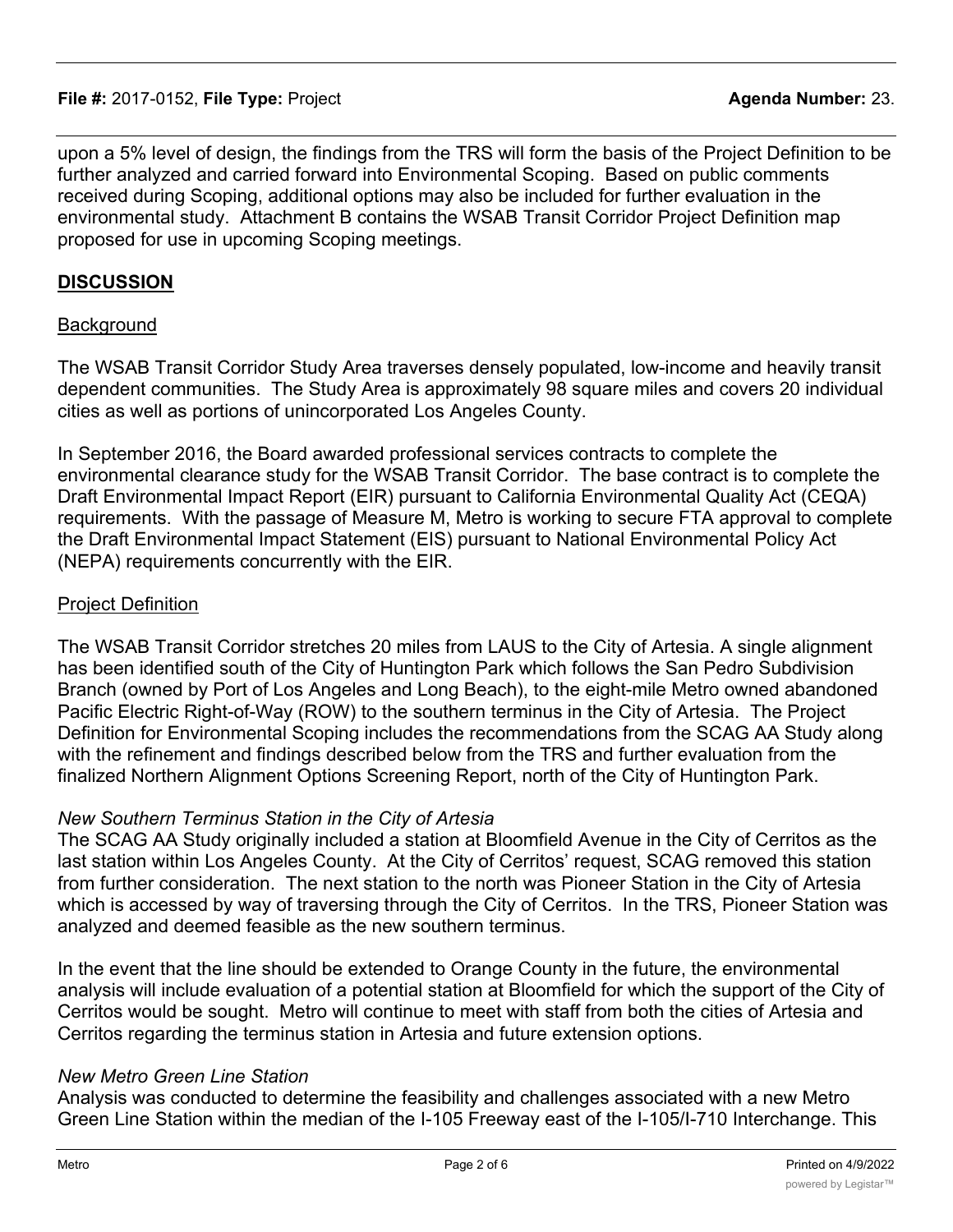upon a 5% level of design, the findings from the TRS will form the basis of the Project Definition to be further analyzed and carried forward into Environmental Scoping. Based on public comments received during Scoping, additional options may also be included for further evaluation in the environmental study. Attachment B contains the WSAB Transit Corridor Project Definition map proposed for use in upcoming Scoping meetings.

## DISCUSSION

### Background

The WSAB Transit Corridor Study Area traverses densely populated, low-income and heavily transit dependent communities. The Study Area is approximately 98 square miles and covers 20 individual cities as well as portions of unincorporated Los Angeles County.

In September 2016, the Board awarded professional services contracts to complete the environmental clearance study for the WSAB Transit Corridor. The base contract is to complete the Draft Environmental Impact Report (EIR) pursuant to California Environmental Quality Act (CEQA) requirements. With the passage of Measure M, Metro is working to secure FTA approval to complete the Draft Environmental Impact Statement (EIS) pursuant to National Environmental Policy Act (NEPA) requirements concurrently with the EIR.

### Project Definition

The WSAB Transit Corridor stretches 20 miles from LAUS to the City of Artesia. A single alignment has been identified south of the City of Huntington Park which follows the San Pedro Subdivision Branch (owned by Port of Los Angeles and Long Beach), to the eight-mile Metro owned abandoned Pacific Electric Right-of-Way (ROW) to the southern terminus in the City of Artesia. The Project Definition for Environmental Scoping includes the recommendations from the SCAG AA Study along with the refinement and findings described below from the TRS and further evaluation from the finalized Northern Alignment Options Screening Report, north of the City of Huntington Park.

*New Southern Terminus Station in the City of Artesia*

The SCAG AA Study originally included a station at Bloomfield Avenue in the City of Cerritos as the last station within Los Angeles County. At the City of Cerritos' request, SCAG removed this station from further consideration. The next station to the north was Pioneer Station in the City of Artesia which is accessed by way of traversing through the City of Cerritos. In the TRS, Pioneer Station was analyzed and deemed feasible as the new southern terminus.

In the event that the line should be extended to Orange County in the future, the environmental analysis will include evaluation of a potential station at Bloomfield for which the support of the City of Cerritos would be sought. Metro will continue to meet with staff from both the cities of Artesia and Cerritos regarding the terminus station in Artesia and future extension options.

*New Metro Green Line Station*

Analysis was conducted to determine the feasibility and challenges associated with a new Metro Green Line Station within the median of the I-105 Freeway east of the I-105/I-710 Interchange. This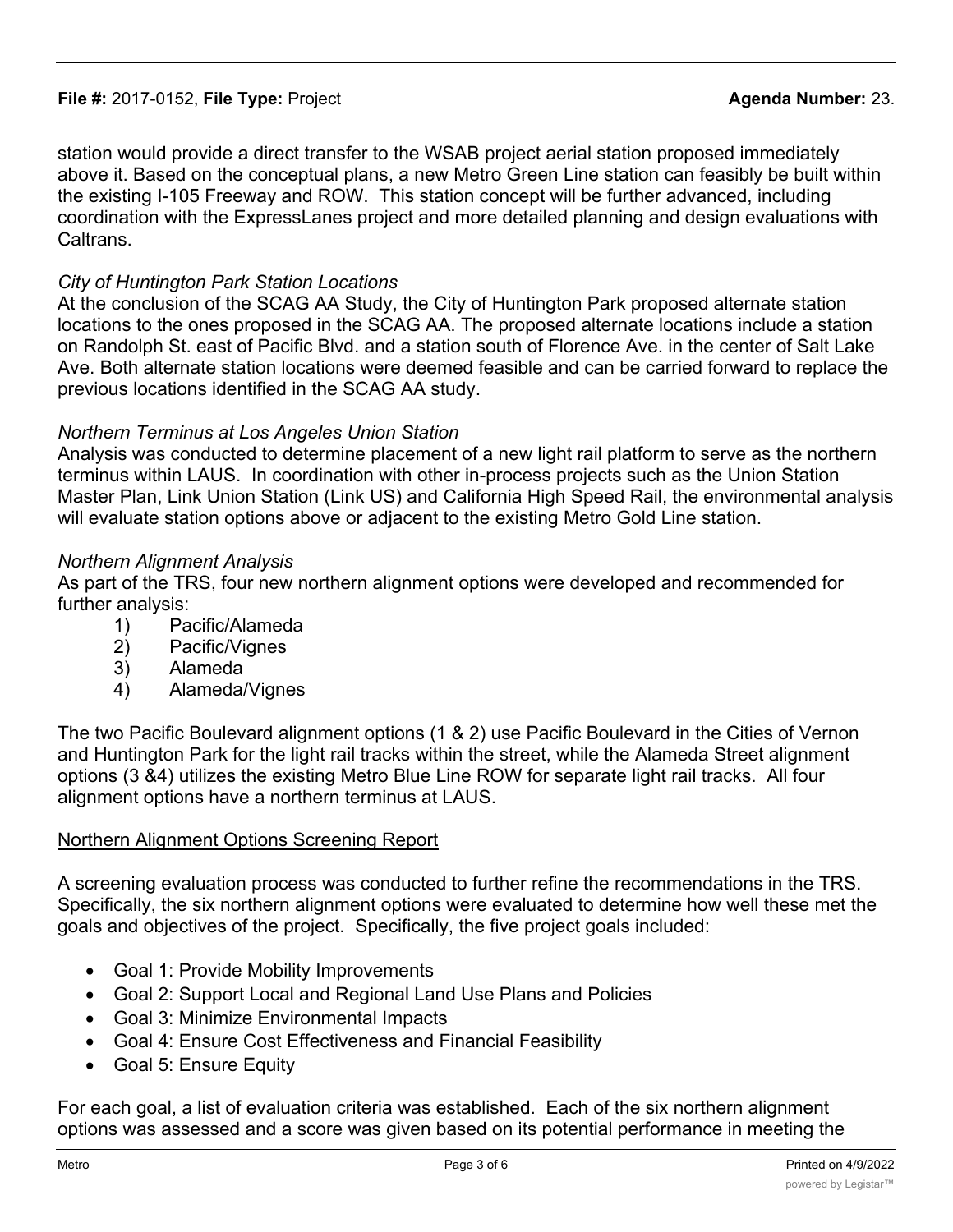station would provide a direct transfer to the WSAB project aerial station proposed immediately above it. Based on the conceptual plans, a new Metro Green Line station can feasibly be built within the existing I-105 Freeway and ROW. This station concept will be further advanced, including coordination with the ExpressLanes project and more detailed planning and design evaluations with Caltrans.

*City of Huntington Park Station Locations*

At the conclusion of the SCAG AA Study, the City of Huntington Park proposed alternate station locations to the ones proposed in the SCAG AA. The proposed alternate locations include a station on Randolph St. east of Pacific Blvd. and a station south of Florence Ave. in the center of Salt Lake Ave. Both alternate station locations were deemed feasible and can be carried forward to replace the previous locations identified in the SCAG AA study.

*Northern Terminus at Los Angeles Union Station*

Analysis was conducted to determine placement of a new light rail platform to serve as the northern terminus within LAUS. In coordination with other in-process projects such as the Union Station Master Plan, Link Union Station (Link US) and California High Speed Rail, the environmental analysis will evaluate station options above or adjacent to the existing Metro Gold Line station.

*Northern Alignment Analysis*

As part of the TRS, four new northern alignment options were developed and recommended for further analysis:

1) Pacific/Alameda
2) Pacific/Vignes
3) Alameda
4) Alameda/Vignes

The two Pacific Boulevard alignment options (1 & 2) use Pacific Boulevard in the Cities of Vernon and Huntington Park for the light rail tracks within the street, while the Alameda Street alignment options (3 &4) utilizes the existing Metro Blue Line ROW for separate light rail tracks. All four alignment options have a northern terminus at LAUS.

<u>Northern Alignment Options Screening Report</u>

A screening evaluation process was conducted to further refine the recommendations in the TRS. Specifically, the six northern alignment options were evaluated to determine how well these met the goals and objectives of the project. Specifically, the five project goals included:

- Goal 1: Provide Mobility Improvements
- Goal 2: Support Local and Regional Land Use Plans and Policies
- Goal 3: Minimize Environmental Impacts
- Goal 4: Ensure Cost Effectiveness and Financial Feasibility
- Goal 5: Ensure Equity

For each goal, a list of evaluation criteria was established. Each of the six northern alignment options was assessed and a score was given based on its potential performance in meeting the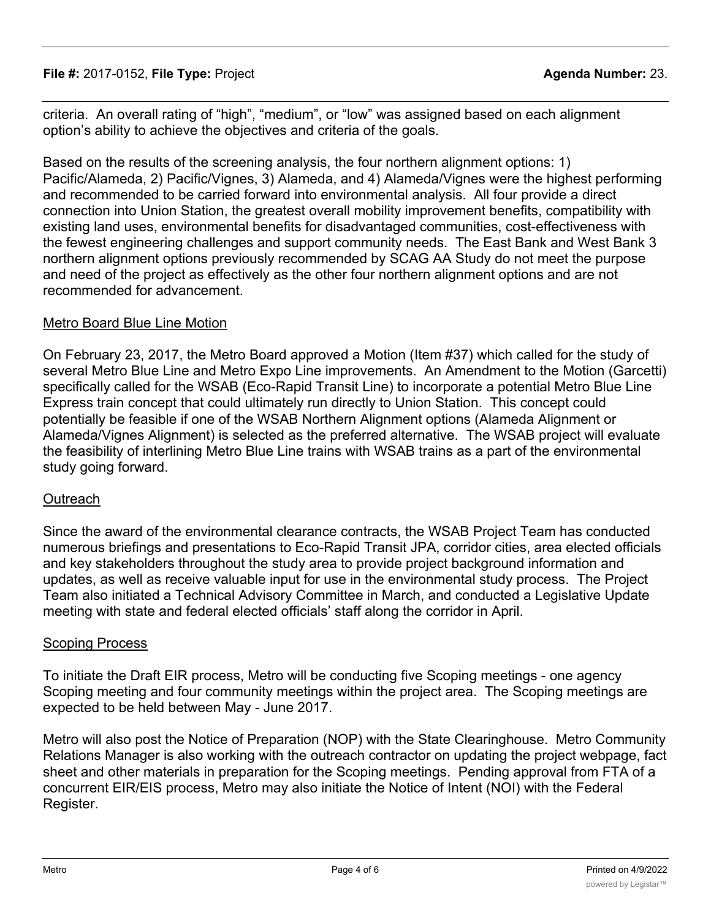criteria. An overall rating of “high”, “medium”, or “low” was assigned based on each alignment option’s ability to achieve the objectives and criteria of the goals.

Based on the results of the screening analysis, the four northern alignment options: 1) Pacific/Alameda, 2) Pacific/Vignes, 3) Alameda, and 4) Alameda/Vignes were the highest performing and recommended to be carried forward into environmental analysis. All four provide a direct connection into Union Station, the greatest overall mobility improvement benefits, compatibility with existing land uses, environmental benefits for disadvantaged communities, cost-effectiveness with the fewest engineering challenges and support community needs. The East Bank and West Bank 3 northern alignment options previously recommended by SCAG AA Study do not meet the purpose and need of the project as effectively as the other four northern alignment options and are not recommended for advancement.

## Metro Board Blue Line Motion

On February 23, 2017, the Metro Board approved a Motion (Item #37) which called for the study of several Metro Blue Line and Metro Expo Line improvements. An Amendment to the Motion (Garcetti) specifically called for the WSAB (Eco-Rapid Transit Line) to incorporate a potential Metro Blue Line Express train concept that could ultimately run directly to Union Station. This concept could potentially be feasible if one of the WSAB Northern Alignment options (Alameda Alignment or Alameda/Vignes Alignment) is selected as the preferred alternative. The WSAB project will evaluate the feasibility of interlining Metro Blue Line trains with WSAB trains as a part of the environmental study going forward.

## Outreach

Since the award of the environmental clearance contracts, the WSAB Project Team has conducted numerous briefings and presentations to Eco-Rapid Transit JPA, corridor cities, area elected officials and key stakeholders throughout the study area to provide project background information and updates, as well as receive valuable input for use in the environmental study process. The Project Team also initiated a Technical Advisory Committee in March, and conducted a Legislative Update meeting with state and federal elected officials’ staff along the corridor in April.

## Scoping Process

To initiate the Draft EIR process, Metro will be conducting five Scoping meetings - one agency Scoping meeting and four community meetings within the project area. The Scoping meetings are expected to be held between May - June 2017.

Metro will also post the Notice of Preparation (NOP) with the State Clearinghouse. Metro Community Relations Manager is also working with the outreach contractor on updating the project webpage, fact sheet and other materials in preparation for the Scoping meetings. Pending approval from FTA of a concurrent EIR/EIS process, Metro may also initiate the Notice of Intent (NOI) with the Federal Register.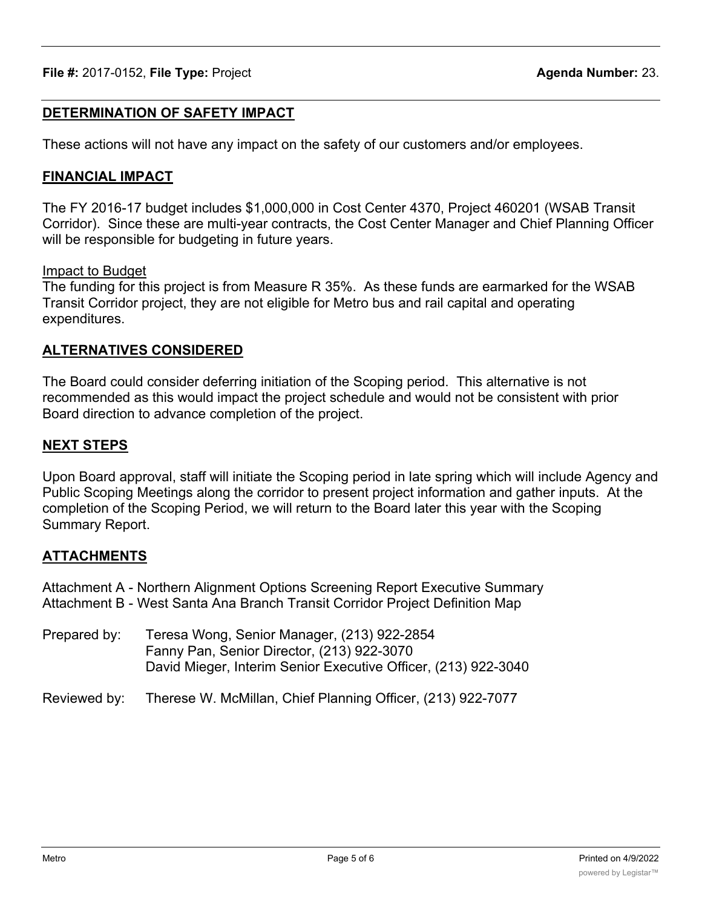**File #:** 2017-0152, **File Type:** Project **Agenda Number:** 23.

## DETERMINATION OF SAFETY IMPACT

These actions will not have any impact on the safety of our customers and/or employees.

## FINANCIAL IMPACT

The FY 2016-17 budget includes $1,000,000 in Cost Center 4370, Project 460201 (WSAB Transit Corridor). Since these are multi-year contracts, the Cost Center Manager and Chief Planning Officer will be responsible for budgeting in future years.

Impact to Budget

The funding for this project is from Measure R 35%. As these funds are earmarked for the WSAB Transit Corridor project, they are not eligible for Metro bus and rail capital and operating expenditures.

## ALTERNATIVES CONSIDERED

The Board could consider deferring initiation of the Scoping period. This alternative is not recommended as this would impact the project schedule and would not be consistent with prior Board direction to advance completion of the project.

## NEXT STEPS

Upon Board approval, staff will initiate the Scoping period in late spring which will include Agency and Public Scoping Meetings along the corridor to present project information and gather inputs. At the completion of the Scoping Period, we will return to the Board later this year with the Scoping Summary Report.

## ATTACHMENTS

Attachment A - Northern Alignment Options Screening Report Executive Summary
Attachment B - West Santa Ana Branch Transit Corridor Project Definition Map

Prepared by: Teresa Wong, Senior Manager, (213) 922-2854
Fanny Pan, Senior Director, (213) 922-3070
David Mieger, Interim Senior Executive Officer, (213) 922-3040

Reviewed by: Therese W. McMillan, Chief Planning Officer, (213) 922-7077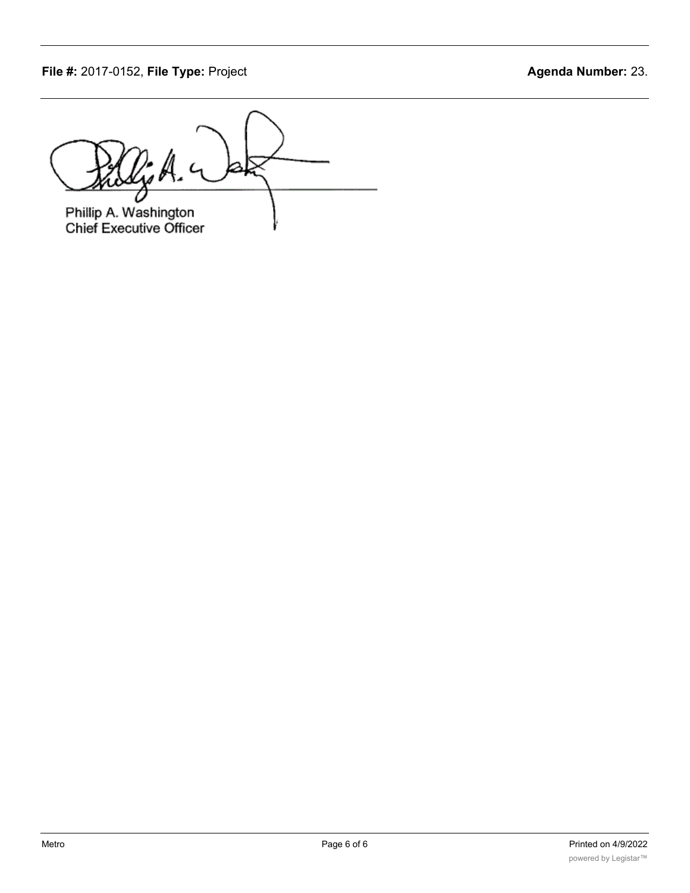Phillip A. Washington
Chief Executive Officer